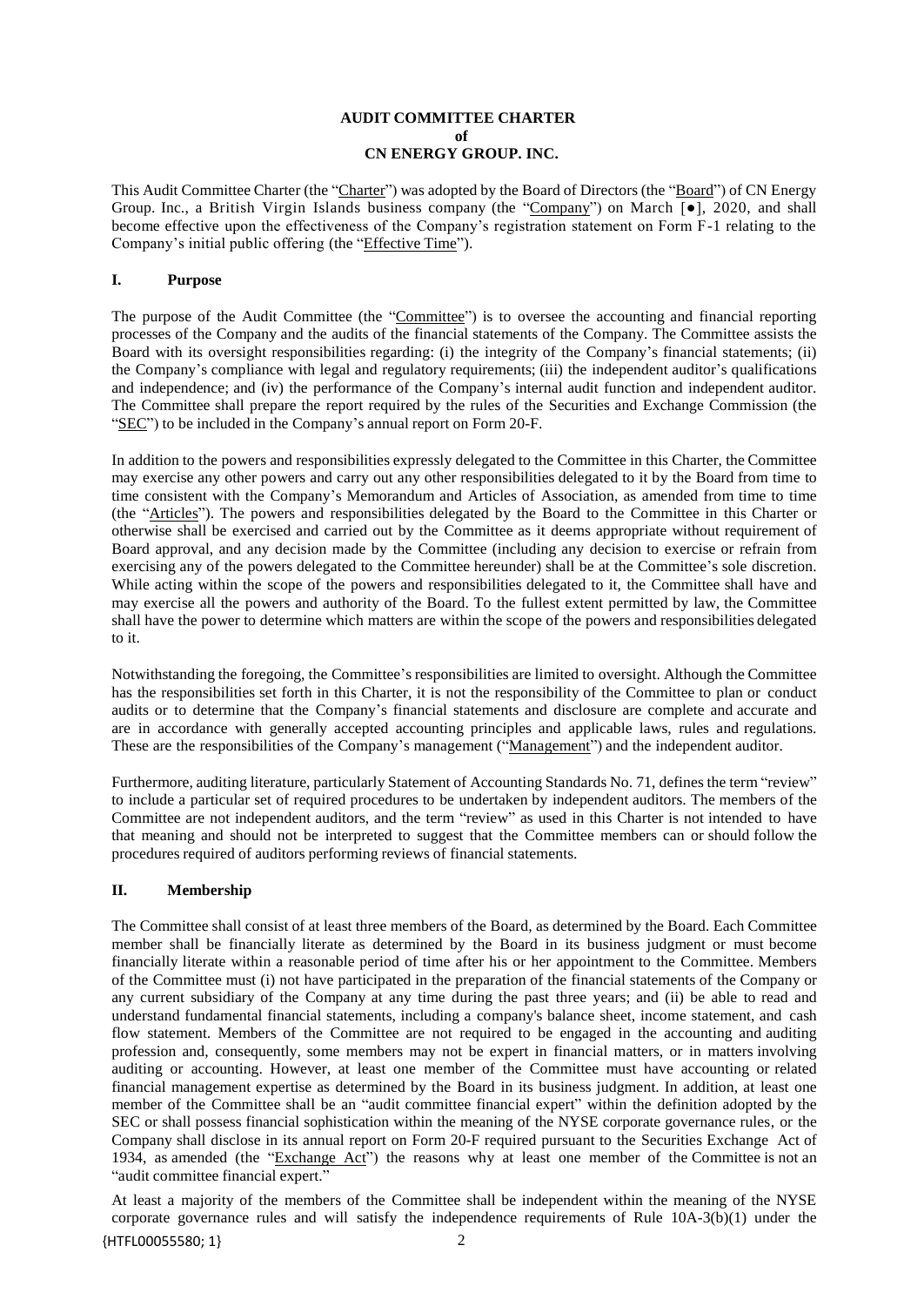**AUDIT COMMITTEE CHARTER**
**of**
**CN ENERGY GROUP. INC.**

This Audit Committee Charter (the "Charter") was adopted by the Board of Directors (the "Board") of CN Energy Group. Inc., a British Virgin Islands business company (the "Company") on March [●], 2020, and shall become effective upon the effectiveness of the Company's registration statement on Form F-1 relating to the Company's initial public offering (the "Effective Time").

## I. Purpose

The purpose of the Audit Committee (the "Committee") is to oversee the accounting and financial reporting processes of the Company and the audits of the financial statements of the Company. The Committee assists the Board with its oversight responsibilities regarding: (i) the integrity of the Company's financial statements; (ii) the Company's compliance with legal and regulatory requirements; (iii) the independent auditor's qualifications and independence; and (iv) the performance of the Company's internal audit function and independent auditor. The Committee shall prepare the report required by the rules of the Securities and Exchange Commission (the "SEC") to be included in the Company's annual report on Form 20-F.

In addition to the powers and responsibilities expressly delegated to the Committee in this Charter, the Committee may exercise any other powers and carry out any other responsibilities delegated to it by the Board from time to time consistent with the Company's Memorandum and Articles of Association, as amended from time to time (the "Articles"). The powers and responsibilities delegated by the Board to the Committee in this Charter or otherwise shall be exercised and carried out by the Committee as it deems appropriate without requirement of Board approval, and any decision made by the Committee (including any decision to exercise or refrain from exercising any of the powers delegated to the Committee hereunder) shall be at the Committee's sole discretion. While acting within the scope of the powers and responsibilities delegated to it, the Committee shall have and may exercise all the powers and authority of the Board. To the fullest extent permitted by law, the Committee shall have the power to determine which matters are within the scope of the powers and responsibilities delegated to it.

Notwithstanding the foregoing, the Committee's responsibilities are limited to oversight. Although the Committee has the responsibilities set forth in this Charter, it is not the responsibility of the Committee to plan or conduct audits or to determine that the Company's financial statements and disclosure are complete and accurate and are in accordance with generally accepted accounting principles and applicable laws, rules and regulations. These are the responsibilities of the Company's management ("Management") and the independent auditor.

Furthermore, auditing literature, particularly Statement of Accounting Standards No. 71, defines the term "review" to include a particular set of required procedures to be undertaken by independent auditors. The members of the Committee are not independent auditors, and the term "review" as used in this Charter is not intended to have that meaning and should not be interpreted to suggest that the Committee members can or should follow the procedures required of auditors performing reviews of financial statements.

## II. Membership

The Committee shall consist of at least three members of the Board, as determined by the Board. Each Committee member shall be financially literate as determined by the Board in its business judgment or must become financially literate within a reasonable period of time after his or her appointment to the Committee. Members of the Committee must (i) not have participated in the preparation of the financial statements of the Company or any current subsidiary of the Company at any time during the past three years; and (ii) be able to read and understand fundamental financial statements, including a company's balance sheet, income statement, and cash flow statement. Members of the Committee are not required to be engaged in the accounting and auditing profession and, consequently, some members may not be expert in financial matters, or in matters involving auditing or accounting. However, at least one member of the Committee must have accounting or related financial management expertise as determined by the Board in its business judgment. In addition, at least one member of the Committee shall be an "audit committee financial expert" within the definition adopted by the SEC or shall possess financial sophistication within the meaning of the NYSE corporate governance rules, or the Company shall disclose in its annual report on Form 20-F required pursuant to the Securities Exchange Act of 1934, as amended (the "Exchange Act") the reasons why at least one member of the Committee is not an "audit committee financial expert."

At least a majority of the members of the Committee shall be independent within the meaning of the NYSE corporate governance rules and will satisfy the independence requirements of Rule 10A-3(b)(1) under the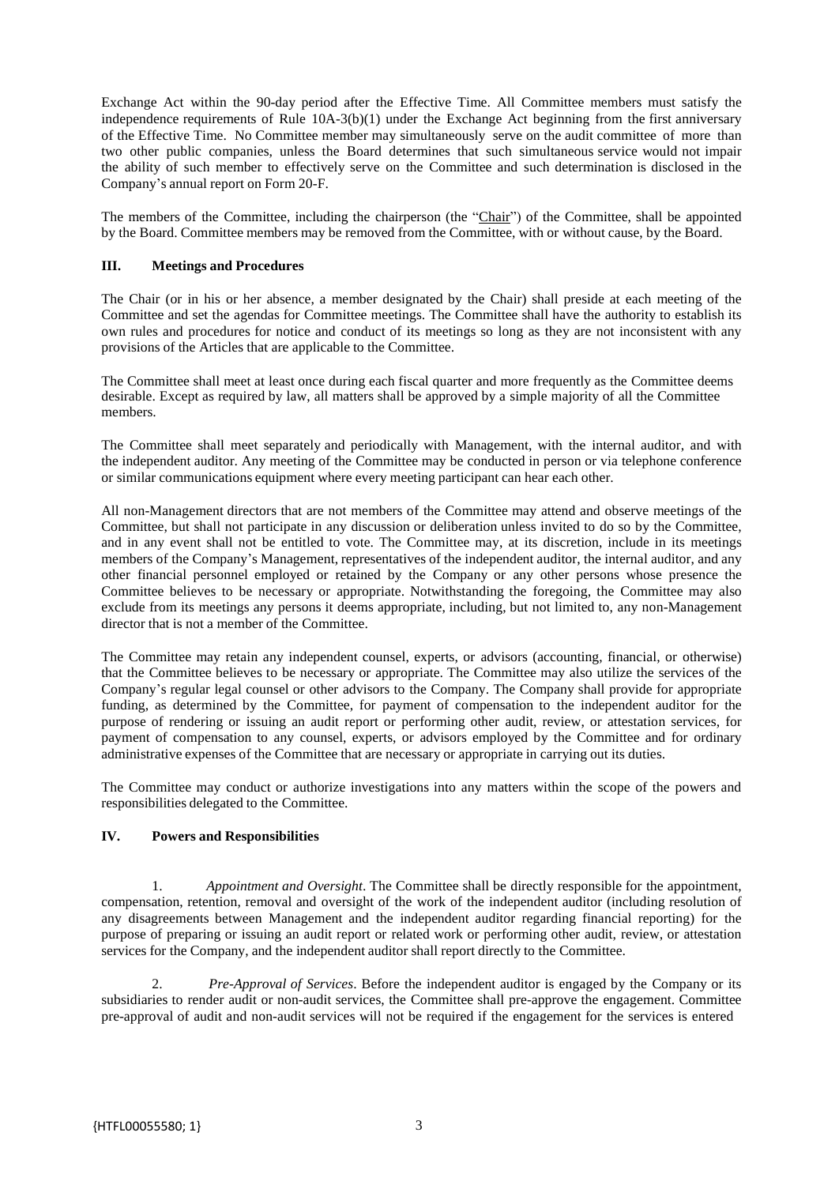Exchange Act within the 90-day period after the Effective Time. All Committee members must satisfy the independence requirements of Rule 10A-3(b)(1) under the Exchange Act beginning from the first anniversary of the Effective Time. No Committee member may simultaneously serve on the audit committee of more than two other public companies, unless the Board determines that such simultaneous service would not impair the ability of such member to effectively serve on the Committee and such determination is disclosed in the Company's annual report on Form 20-F.

The members of the Committee, including the chairperson (the "Chair") of the Committee, shall be appointed by the Board. Committee members may be removed from the Committee, with or without cause, by the Board.

## III. Meetings and Procedures

The Chair (or in his or her absence, a member designated by the Chair) shall preside at each meeting of the Committee and set the agendas for Committee meetings. The Committee shall have the authority to establish its own rules and procedures for notice and conduct of its meetings so long as they are not inconsistent with any provisions of the Articles that are applicable to the Committee.

The Committee shall meet at least once during each fiscal quarter and more frequently as the Committee deems desirable. Except as required by law, all matters shall be approved by a simple majority of all the Committee members.

The Committee shall meet separately and periodically with Management, with the internal auditor, and with the independent auditor. Any meeting of the Committee may be conducted in person or via telephone conference or similar communications equipment where every meeting participant can hear each other.

All non-Management directors that are not members of the Committee may attend and observe meetings of the Committee, but shall not participate in any discussion or deliberation unless invited to do so by the Committee, and in any event shall not be entitled to vote. The Committee may, at its discretion, include in its meetings members of the Company's Management, representatives of the independent auditor, the internal auditor, and any other financial personnel employed or retained by the Company or any other persons whose presence the Committee believes to be necessary or appropriate. Notwithstanding the foregoing, the Committee may also exclude from its meetings any persons it deems appropriate, including, but not limited to, any non-Management director that is not a member of the Committee.

The Committee may retain any independent counsel, experts, or advisors (accounting, financial, or otherwise) that the Committee believes to be necessary or appropriate. The Committee may also utilize the services of the Company's regular legal counsel or other advisors to the Company. The Company shall provide for appropriate funding, as determined by the Committee, for payment of compensation to the independent auditor for the purpose of rendering or issuing an audit report or performing other audit, review, or attestation services, for payment of compensation to any counsel, experts, or advisors employed by the Committee and for ordinary administrative expenses of the Committee that are necessary or appropriate in carrying out its duties.

The Committee may conduct or authorize investigations into any matters within the scope of the powers and responsibilities delegated to the Committee.

## IV. Powers and Responsibilities

1. *Appointment and Oversight*. The Committee shall be directly responsible for the appointment, compensation, retention, removal and oversight of the work of the independent auditor (including resolution of any disagreements between Management and the independent auditor regarding financial reporting) for the purpose of preparing or issuing an audit report or related work or performing other audit, review, or attestation services for the Company, and the independent auditor shall report directly to the Committee.

2. *Pre-Approval of Services*. Before the independent auditor is engaged by the Company or its subsidiaries to render audit or non-audit services, the Committee shall pre-approve the engagement. Committee pre-approval of audit and non-audit services will not be required if the engagement for the services is entered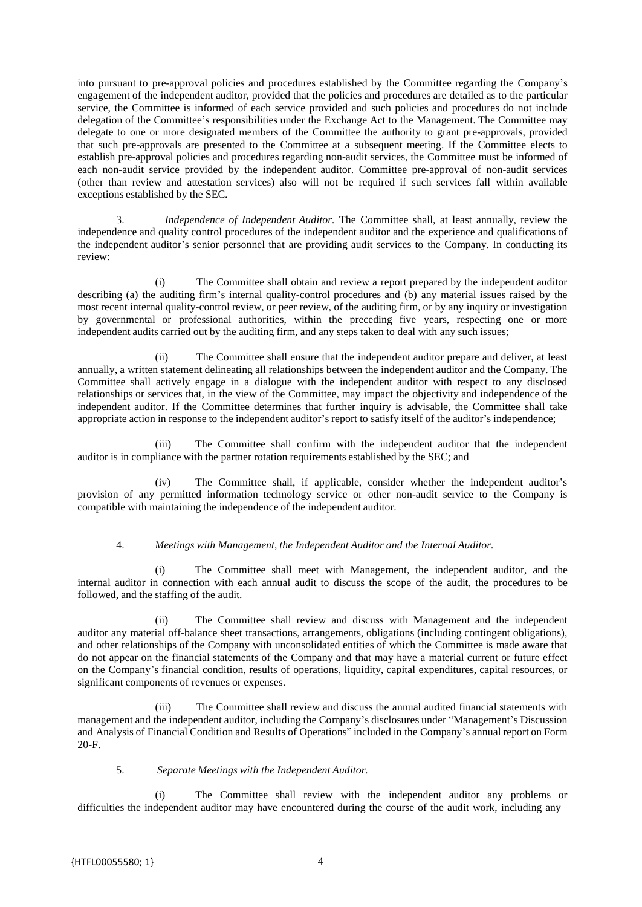into pursuant to pre-approval policies and procedures established by the Committee regarding the Company's engagement of the independent auditor, provided that the policies and procedures are detailed as to the particular service, the Committee is informed of each service provided and such policies and procedures do not include delegation of the Committee's responsibilities under the Exchange Act to the Management. The Committee may delegate to one or more designated members of the Committee the authority to grant pre-approvals, provided that such pre-approvals are presented to the Committee at a subsequent meeting. If the Committee elects to establish pre-approval policies and procedures regarding non-audit services, the Committee must be informed of each non-audit service provided by the independent auditor. Committee pre-approval of non-audit services (other than review and attestation services) also will not be required if such services fall within available exceptions established by the SEC**.**

3. *Independence of Independent Auditor.* The Committee shall, at least annually, review the independence and quality control procedures of the independent auditor and the experience and qualifications of the independent auditor's senior personnel that are providing audit services to the Company. In conducting its review:

(i) The Committee shall obtain and review a report prepared by the independent auditor describing (a) the auditing firm's internal quality-control procedures and (b) any material issues raised by the most recent internal quality-control review, or peer review, of the auditing firm, or by any inquiry or investigation by governmental or professional authorities, within the preceding five years, respecting one or more independent audits carried out by the auditing firm, and any steps taken to deal with any such issues;

(ii) The Committee shall ensure that the independent auditor prepare and deliver, at least annually, a written statement delineating all relationships between the independent auditor and the Company. The Committee shall actively engage in a dialogue with the independent auditor with respect to any disclosed relationships or services that, in the view of the Committee, may impact the objectivity and independence of the independent auditor. If the Committee determines that further inquiry is advisable, the Committee shall take appropriate action in response to the independent auditor's report to satisfy itself of the auditor's independence;

(iii) The Committee shall confirm with the independent auditor that the independent auditor is in compliance with the partner rotation requirements established by the SEC; and

(iv) The Committee shall, if applicable, consider whether the independent auditor's provision of any permitted information technology service or other non-audit service to the Company is compatible with maintaining the independence of the independent auditor.

4. *Meetings with Management, the Independent Auditor and the Internal Auditor.*

(i) The Committee shall meet with Management, the independent auditor, and the internal auditor in connection with each annual audit to discuss the scope of the audit, the procedures to be followed, and the staffing of the audit.

(ii) The Committee shall review and discuss with Management and the independent auditor any material off-balance sheet transactions, arrangements, obligations (including contingent obligations), and other relationships of the Company with unconsolidated entities of which the Committee is made aware that do not appear on the financial statements of the Company and that may have a material current or future effect on the Company's financial condition, results of operations, liquidity, capital expenditures, capital resources, or significant components of revenues or expenses.

(iii) The Committee shall review and discuss the annual audited financial statements with management and the independent auditor, including the Company's disclosures under "Management's Discussion and Analysis of Financial Condition and Results of Operations" included in the Company's annual report on Form 20-F.

5. *Separate Meetings with the Independent Auditor.*

(i) The Committee shall review with the independent auditor any problems or difficulties the independent auditor may have encountered during the course of the audit work, including any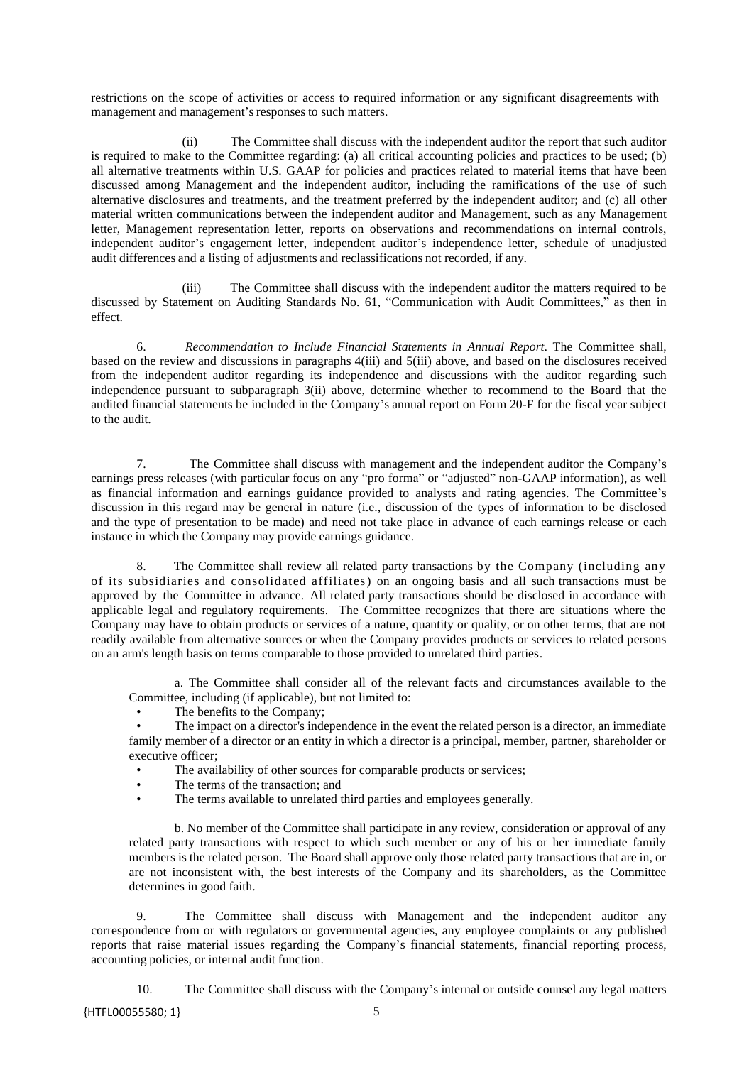restrictions on the scope of activities or access to required information or any significant disagreements with management and management's responses to such matters.

(ii) The Committee shall discuss with the independent auditor the report that such auditor is required to make to the Committee regarding: (a) all critical accounting policies and practices to be used; (b) all alternative treatments within U.S. GAAP for policies and practices related to material items that have been discussed among Management and the independent auditor, including the ramifications of the use of such alternative disclosures and treatments, and the treatment preferred by the independent auditor; and (c) all other material written communications between the independent auditor and Management, such as any Management letter, Management representation letter, reports on observations and recommendations on internal controls, independent auditor's engagement letter, independent auditor's independence letter, schedule of unadjusted audit differences and a listing of adjustments and reclassifications not recorded, if any.

(iii) The Committee shall discuss with the independent auditor the matters required to be discussed by Statement on Auditing Standards No. 61, "Communication with Audit Committees," as then in effect.

6. *Recommendation to Include Financial Statements in Annual Report*. The Committee shall, based on the review and discussions in paragraphs 4(iii) and 5(iii) above, and based on the disclosures received from the independent auditor regarding its independence and discussions with the auditor regarding such independence pursuant to subparagraph 3(ii) above, determine whether to recommend to the Board that the audited financial statements be included in the Company's annual report on Form 20-F for the fiscal year subject to the audit.

7. The Committee shall discuss with management and the independent auditor the Company's earnings press releases (with particular focus on any "pro forma" or "adjusted" non-GAAP information), as well as financial information and earnings guidance provided to analysts and rating agencies. The Committee's discussion in this regard may be general in nature (i.e., discussion of the types of information to be disclosed and the type of presentation to be made) and need not take place in advance of each earnings release or each instance in which the Company may provide earnings guidance.

8. The Committee shall review all related party transactions by the Company (including any of its subsidiaries and consolidated affiliates) on an ongoing basis and all such transactions must be approved by the Committee in advance. All related party transactions should be disclosed in accordance with applicable legal and regulatory requirements. The Committee recognizes that there are situations where the Company may have to obtain products or services of a nature, quantity or quality, or on other terms, that are not readily available from alternative sources or when the Company provides products or services to related persons on an arm's length basis on terms comparable to those provided to unrelated third parties.

a. The Committee shall consider all of the relevant facts and circumstances available to the Committee, including (if applicable), but not limited to:

- The benefits to the Company;
- The impact on a director's independence in the event the related person is a director, an immediate family member of a director or an entity in which a director is a principal, member, partner, shareholder or executive officer;
- The availability of other sources for comparable products or services;
- The terms of the transaction; and
- The terms available to unrelated third parties and employees generally.

b. No member of the Committee shall participate in any review, consideration or approval of any related party transactions with respect to which such member or any of his or her immediate family members is the related person. The Board shall approve only those related party transactions that are in, or are not inconsistent with, the best interests of the Company and its shareholders, as the Committee determines in good faith.

9. The Committee shall discuss with Management and the independent auditor any correspondence from or with regulators or governmental agencies, any employee complaints or any published reports that raise material issues regarding the Company's financial statements, financial reporting process, accounting policies, or internal audit function.

10. The Committee shall discuss with the Company's internal or outside counsel any legal matters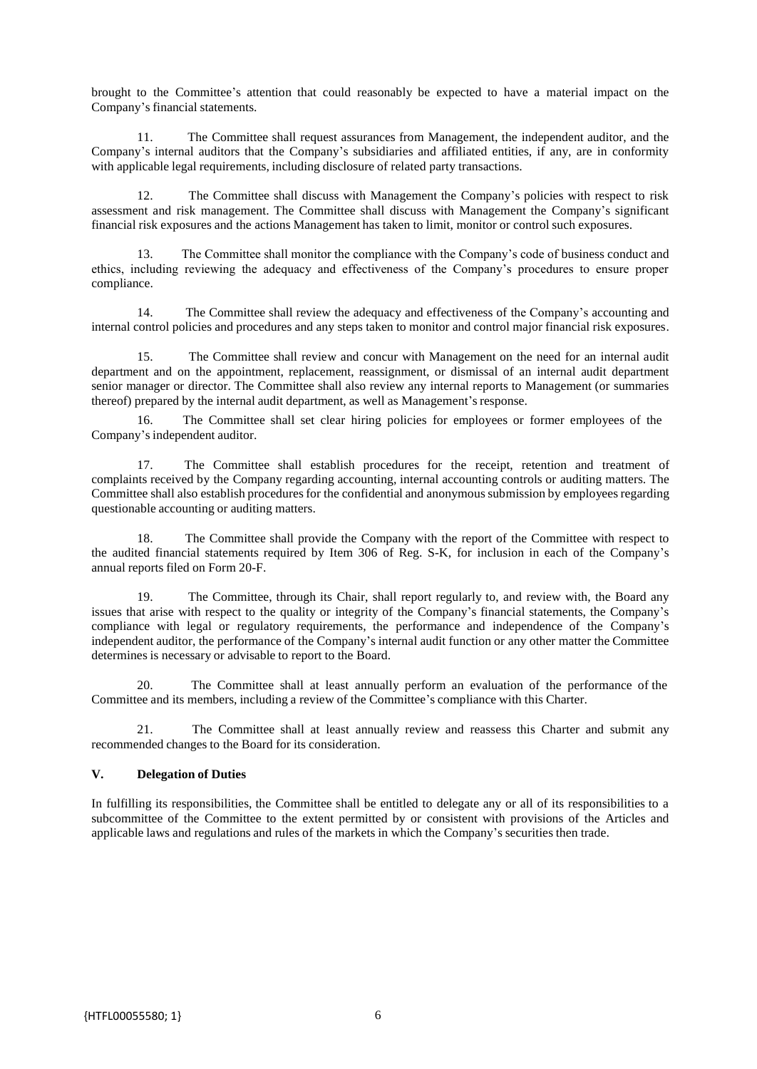brought to the Committee's attention that could reasonably be expected to have a material impact on the Company's financial statements.

11. The Committee shall request assurances from Management, the independent auditor, and the Company's internal auditors that the Company's subsidiaries and affiliated entities, if any, are in conformity with applicable legal requirements, including disclosure of related party transactions.

12. The Committee shall discuss with Management the Company's policies with respect to risk assessment and risk management. The Committee shall discuss with Management the Company's significant financial risk exposures and the actions Management has taken to limit, monitor or control such exposures.

13. The Committee shall monitor the compliance with the Company's code of business conduct and ethics, including reviewing the adequacy and effectiveness of the Company's procedures to ensure proper compliance.

14. The Committee shall review the adequacy and effectiveness of the Company's accounting and internal control policies and procedures and any steps taken to monitor and control major financial risk exposures.

15. The Committee shall review and concur with Management on the need for an internal audit department and on the appointment, replacement, reassignment, or dismissal of an internal audit department senior manager or director. The Committee shall also review any internal reports to Management (or summaries thereof) prepared by the internal audit department, as well as Management's response.

16. The Committee shall set clear hiring policies for employees or former employees of the Company's independent auditor.

17. The Committee shall establish procedures for the receipt, retention and treatment of complaints received by the Company regarding accounting, internal accounting controls or auditing matters. The Committee shall also establish procedures for the confidential and anonymous submission by employees regarding questionable accounting or auditing matters.

18. The Committee shall provide the Company with the report of the Committee with respect to the audited financial statements required by Item 306 of Reg. S-K, for inclusion in each of the Company's annual reports filed on Form 20-F.

19. The Committee, through its Chair, shall report regularly to, and review with, the Board any issues that arise with respect to the quality or integrity of the Company's financial statements, the Company's compliance with legal or regulatory requirements, the performance and independence of the Company's independent auditor, the performance of the Company's internal audit function or any other matter the Committee determines is necessary or advisable to report to the Board.

20. The Committee shall at least annually perform an evaluation of the performance of the Committee and its members, including a review of the Committee's compliance with this Charter.

21. The Committee shall at least annually review and reassess this Charter and submit any recommended changes to the Board for its consideration.

## V. Delegation of Duties

In fulfilling its responsibilities, the Committee shall be entitled to delegate any or all of its responsibilities to a subcommittee of the Committee to the extent permitted by or consistent with provisions of the Articles and applicable laws and regulations and rules of the markets in which the Company's securities then trade.